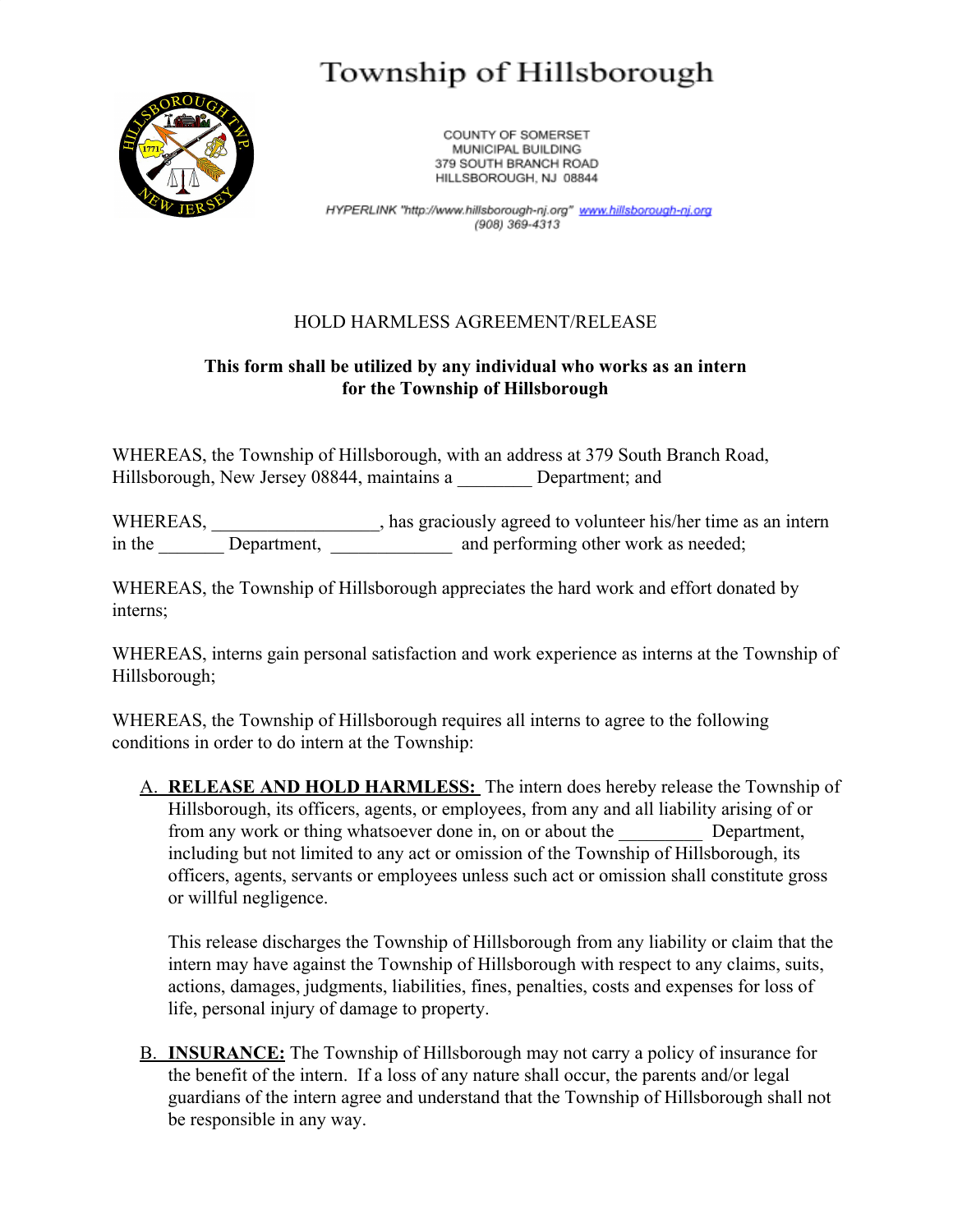# Township of Hillsborough

COUNTY OF SOMERSET
MUNICIPAL BUILDING
379 SOUTH BRANCH ROAD
HILLSBOROUGH, NJ 08844

*HYPERLINK "http://www.hillsborough-nj.org"* [www.hillsborough-nj.org](http://www.hillsborough-nj.org)
*(908) 369-4313*

## HOLD HARMLESS AGREEMENT/RELEASE

**This form shall be utilized by any individual who works as an intern for the Township of Hillsborough**

WHEREAS, the Township of Hillsborough, with an address at 379 South Branch Road, Hillsborough, New Jersey 08844, maintains a ________ Department; and

WHEREAS, __________________, has graciously agreed to volunteer his/her time as an intern in the _______ Department, _____________ and performing other work as needed;

WHEREAS, the Township of Hillsborough appreciates the hard work and effort donated by interns;

WHEREAS, interns gain personal satisfaction and work experience as interns at the Township of Hillsborough;

WHEREAS, the Township of Hillsborough requires all interns to agree to the following conditions in order to do intern at the Township:

A. **RELEASE AND HOLD HARMLESS:** The intern does hereby release the Township of Hillsborough, its officers, agents, or employees, from any and all liability arising of or from any work or thing whatsoever done in, on or about the _________ Department, including but not limited to any act or omission of the Township of Hillsborough, its officers, agents, servants or employees unless such act or omission shall constitute gross or willful negligence.

   This release discharges the Township of Hillsborough from any liability or claim that the intern may have against the Township of Hillsborough with respect to any claims, suits, actions, damages, judgments, liabilities, fines, penalties, costs and expenses for loss of life, personal injury of damage to property.

B. **INSURANCE:** The Township of Hillsborough may not carry a policy of insurance for the benefit of the intern. If a loss of any nature shall occur, the parents and/or legal guardians of the intern agree and understand that the Township of Hillsborough shall not be responsible in any way.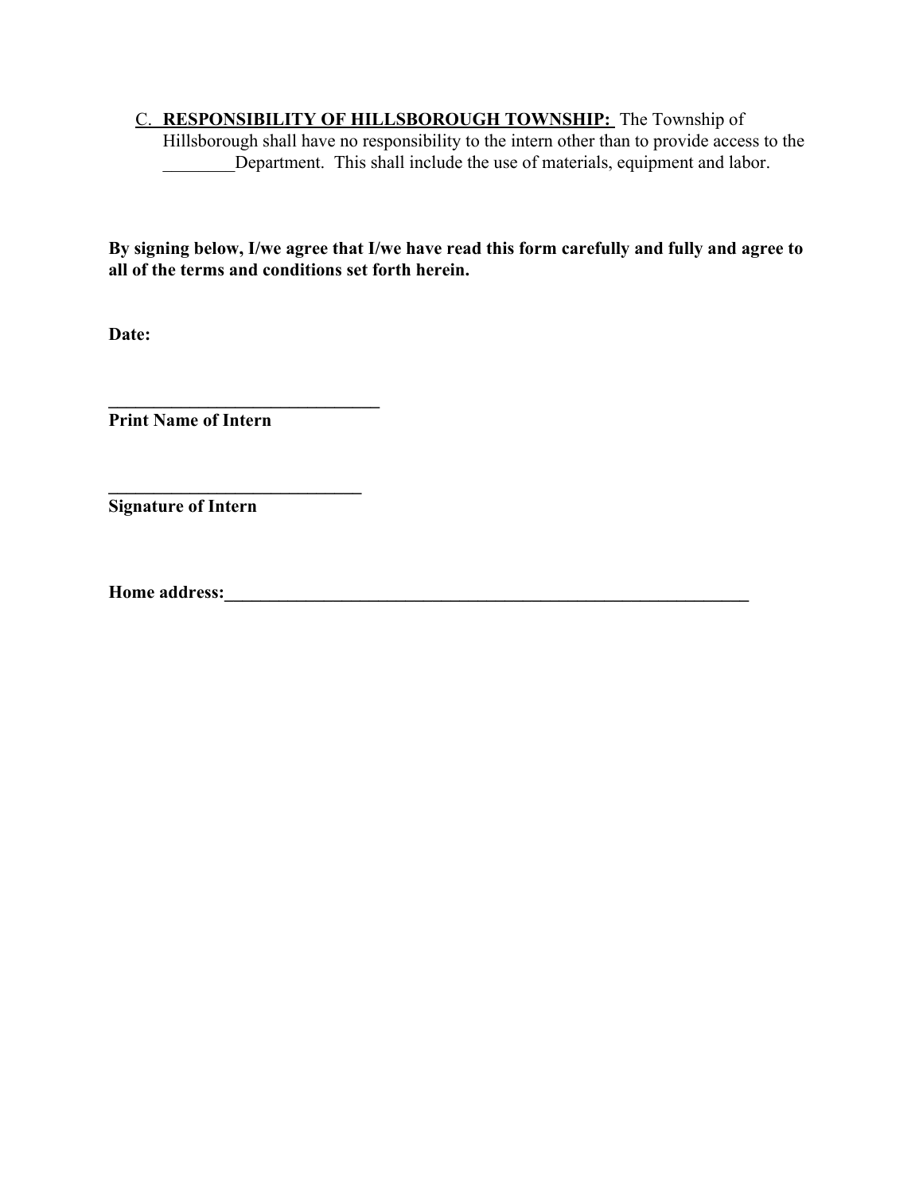C. **RESPONSIBILITY OF HILLSBOROUGH TOWNSHIP:** The Township of Hillsborough shall have no responsibility to the intern other than to provide access to the ________Department. This shall include the use of materials, equipment and labor.

**By signing below, I/we agree that I/we have read this form carefully and fully and agree to all of the terms and conditions set forth herein.**

**Date:**

**_______________________________**
**Print Name of Intern**

**_____________________________**
**Signature of Intern**

**Home address:______________________________________________________________**